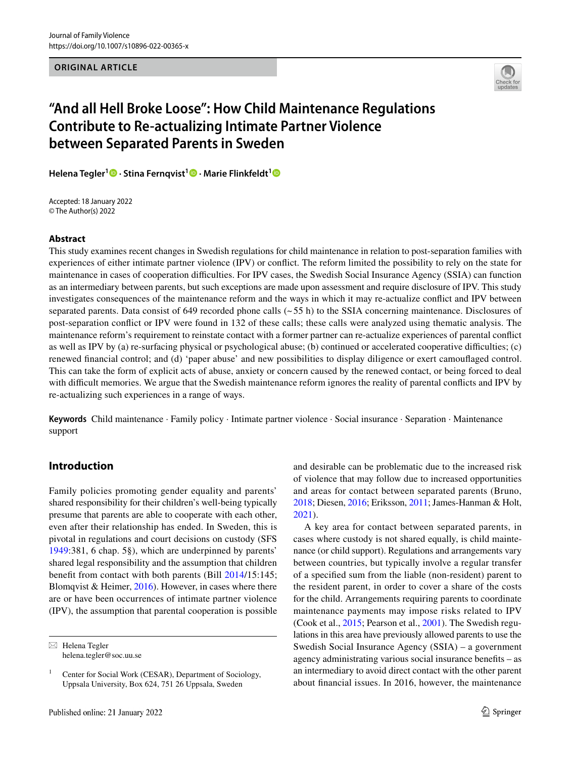ORIGINAL ARTICLE

# "And all Hell Broke Loose": How Child Maintenance Regulations Contribute to Re-actualizing Intimate Partner Violence between Separated Parents in Sweden

**Helena Tegler[1] · Stina Fernqvist[1] · Marie Flinkfeldt[1]**

Accepted: 18 January 2022
© The Author(s) 2022

## Abstract

This study examines recent changes in Swedish regulations for child maintenance in relation to post-separation families with experiences of either intimate partner violence (IPV) or conflict. The reform limited the possibility to rely on the state for maintenance in cases of cooperation difficulties. For IPV cases, the Swedish Social Insurance Agency (SSIA) can function as an intermediary between parents, but such exceptions are made upon assessment and require disclosure of IPV. This study investigates consequences of the maintenance reform and the ways in which it may re-actualize conflict and IPV between separated parents. Data consist of 649 recorded phone calls (~55 h) to the SSIA concerning maintenance. Disclosures of post-separation conflict or IPV were found in 132 of these calls; these calls were analyzed using thematic analysis. The maintenance reform's requirement to reinstate contact with a former partner can re-actualize experiences of parental conflict as well as IPV by (a) re-surfacing physical or psychological abuse; (b) continued or accelerated cooperative difficulties; (c) renewed financial control; and (d) 'paper abuse' and new possibilities to display diligence or exert camouflaged control. This can take the form of explicit acts of abuse, anxiety or concern caused by the renewed contact, or being forced to deal with difficult memories. We argue that the Swedish maintenance reform ignores the reality of parental conflicts and IPV by re-actualizing such experiences in a range of ways.

**Keywords** Child maintenance · Family policy · Intimate partner violence · Social insurance · Separation · Maintenance support

## Introduction

Family policies promoting gender equality and parents' shared responsibility for their children's well-being typically presume that parents are able to cooperate with each other, even after their relationship has ended. In Sweden, this is pivotal in regulations and court decisions on custody (SFS 1949:381, 6 chap. 5§), which are underpinned by parents' shared legal responsibility and the assumption that children benefit from contact with both parents (Bill 2014/15:145; Blomqvist & Heimer, 2016). However, in cases where there are or have been occurrences of intimate partner violence (IPV), the assumption that parental cooperation is possible and desirable can be problematic due to the increased risk of violence that may follow due to increased opportunities and areas for contact between separated parents (Bruno, 2018; Diesen, 2016; Eriksson, 2011; James-Hanman & Holt, 2021).

A key area for contact between separated parents, in cases where custody is not shared equally, is child maintenance (or child support). Regulations and arrangements vary between countries, but typically involve a regular transfer of a specified sum from the liable (non-resident) parent to the resident parent, in order to cover a share of the costs for the child. Arrangements requiring parents to coordinate maintenance payments may impose risks related to IPV (Cook et al., 2015; Pearson et al., 2001). The Swedish regulations in this area have previously allowed parents to use the Swedish Social Insurance Agency (SSIA) – a government agency administrating various social insurance benefits – as an intermediary to avoid direct contact with the other parent about financial issues. In 2016, however, the maintenance

---

✉ Helena Tegler
helena.tegler@soc.uu.se

[1] Center for Social Work (CESAR), Department of Sociology, Uppsala University, Box 624, 751 26 Uppsala, Sweden

Published online: 21 January 2022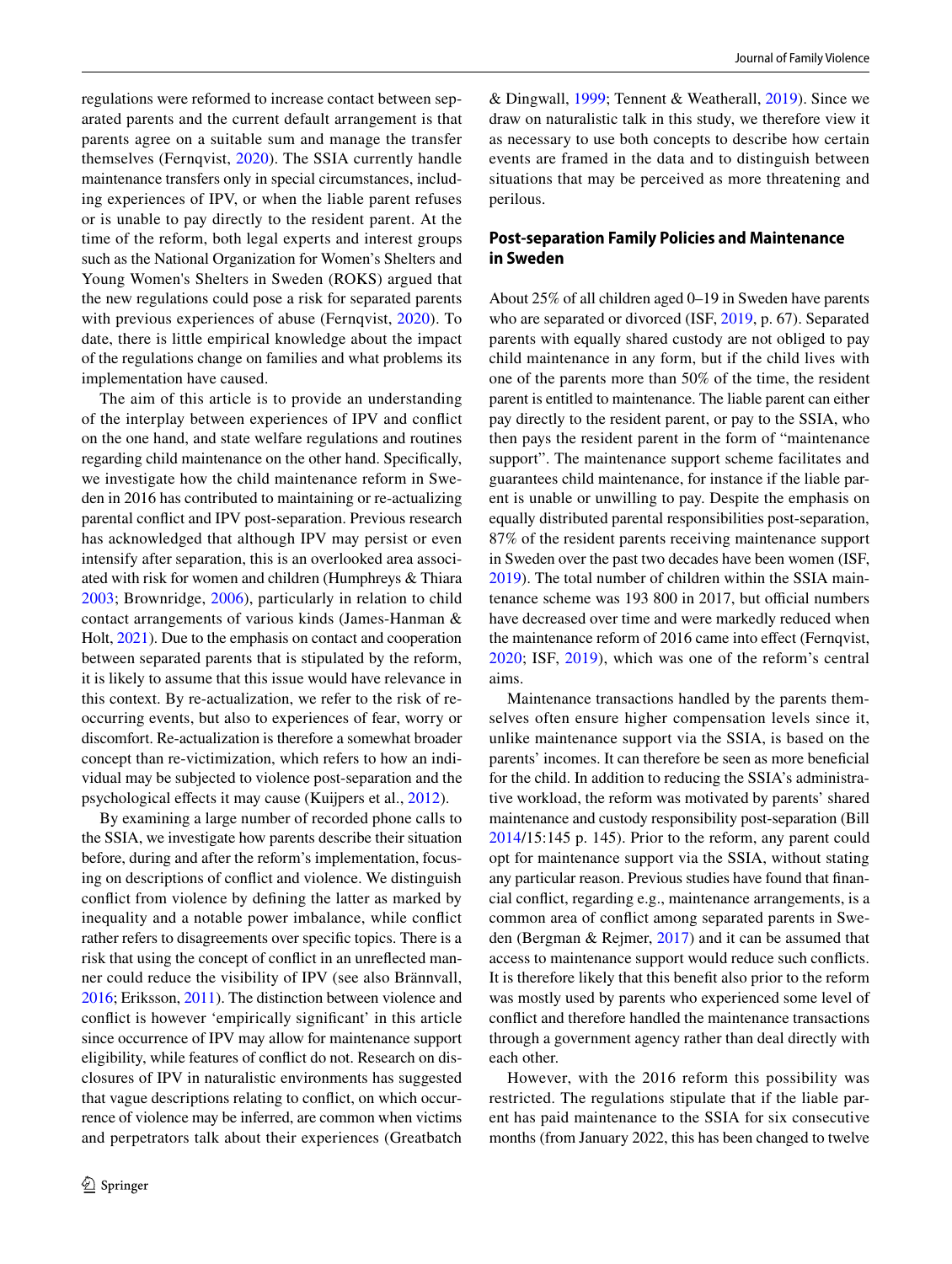regulations were reformed to increase contact between separated parents and the current default arrangement is that parents agree on a suitable sum and manage the transfer themselves (Fernqvist, 2020). The SSIA currently handle maintenance transfers only in special circumstances, including experiences of IPV, or when the liable parent refuses or is unable to pay directly to the resident parent. At the time of the reform, both legal experts and interest groups such as the National Organization for Women's Shelters and Young Women's Shelters in Sweden (ROKS) argued that the new regulations could pose a risk for separated parents with previous experiences of abuse (Fernqvist, 2020). To date, there is little empirical knowledge about the impact of the regulations change on families and what problems its implementation have caused.

The aim of this article is to provide an understanding of the interplay between experiences of IPV and conflict on the one hand, and state welfare regulations and routines regarding child maintenance on the other hand. Specifically, we investigate how the child maintenance reform in Sweden in 2016 has contributed to maintaining or re-actualizing parental conflict and IPV post-separation. Previous research has acknowledged that although IPV may persist or even intensify after separation, this is an overlooked area associated with risk for women and children (Humphreys & Thiara 2003; Brownridge, 2006), particularly in relation to child contact arrangements of various kinds (James-Hanman & Holt, 2021). Due to the emphasis on contact and cooperation between separated parents that is stipulated by the reform, it is likely to assume that this issue would have relevance in this context. By re-actualization, we refer to the risk of re-occurring events, but also to experiences of fear, worry or discomfort. Re-actualization is therefore a somewhat broader concept than re-victimization, which refers to how an individual may be subjected to violence post-separation and the psychological effects it may cause (Kuijpers et al., 2012).

By examining a large number of recorded phone calls to the SSIA, we investigate how parents describe their situation before, during and after the reform's implementation, focusing on descriptions of conflict and violence. We distinguish conflict from violence by defining the latter as marked by inequality and a notable power imbalance, while conflict rather refers to disagreements over specific topics. There is a risk that using the concept of conflict in an unreflected manner could reduce the visibility of IPV (see also Brännvall, 2016; Eriksson, 2011). The distinction between violence and conflict is however 'empirically significant' in this article since occurrence of IPV may allow for maintenance support eligibility, while features of conflict do not. Research on disclosures of IPV in naturalistic environments has suggested that vague descriptions relating to conflict, on which occurrence of violence may be inferred, are common when victims and perpetrators talk about their experiences (Greatbatch & Dingwall, 1999; Tennent & Weatherall, 2019). Since we draw on naturalistic talk in this study, we therefore view it as necessary to use both concepts to describe how certain events are framed in the data and to distinguish between situations that may be perceived as more threatening and perilous.

## Post-separation Family Policies and Maintenance in Sweden

About 25% of all children aged 0–19 in Sweden have parents who are separated or divorced (ISF, 2019, p. 67). Separated parents with equally shared custody are not obliged to pay child maintenance in any form, but if the child lives with one of the parents more than 50% of the time, the resident parent is entitled to maintenance. The liable parent can either pay directly to the resident parent, or pay to the SSIA, who then pays the resident parent in the form of "maintenance support". The maintenance support scheme facilitates and guarantees child maintenance, for instance if the liable parent is unable or unwilling to pay. Despite the emphasis on equally distributed parental responsibilities post-separation, 87% of the resident parents receiving maintenance support in Sweden over the past two decades have been women (ISF, 2019). The total number of children within the SSIA maintenance scheme was 193 800 in 2017, but official numbers have decreased over time and were markedly reduced when the maintenance reform of 2016 came into effect (Fernqvist, 2020; ISF, 2019), which was one of the reform's central aims.

Maintenance transactions handled by the parents themselves often ensure higher compensation levels since it, unlike maintenance support via the SSIA, is based on the parents' incomes. It can therefore be seen as more beneficial for the child. In addition to reducing the SSIA's administrative workload, the reform was motivated by parents' shared maintenance and custody responsibility post-separation (Bill 2014/15:145 p. 145). Prior to the reform, any parent could opt for maintenance support via the SSIA, without stating any particular reason. Previous studies have found that financial conflict, regarding e.g., maintenance arrangements, is a common area of conflict among separated parents in Sweden (Bergman & Rejmer, 2017) and it can be assumed that access to maintenance support would reduce such conflicts. It is therefore likely that this benefit also prior to the reform was mostly used by parents who experienced some level of conflict and therefore handled the maintenance transactions through a government agency rather than deal directly with each other.

However, with the 2016 reform this possibility was restricted. The regulations stipulate that if the liable parent has paid maintenance to the SSIA for six consecutive months (from January 2022, this has been changed to twelve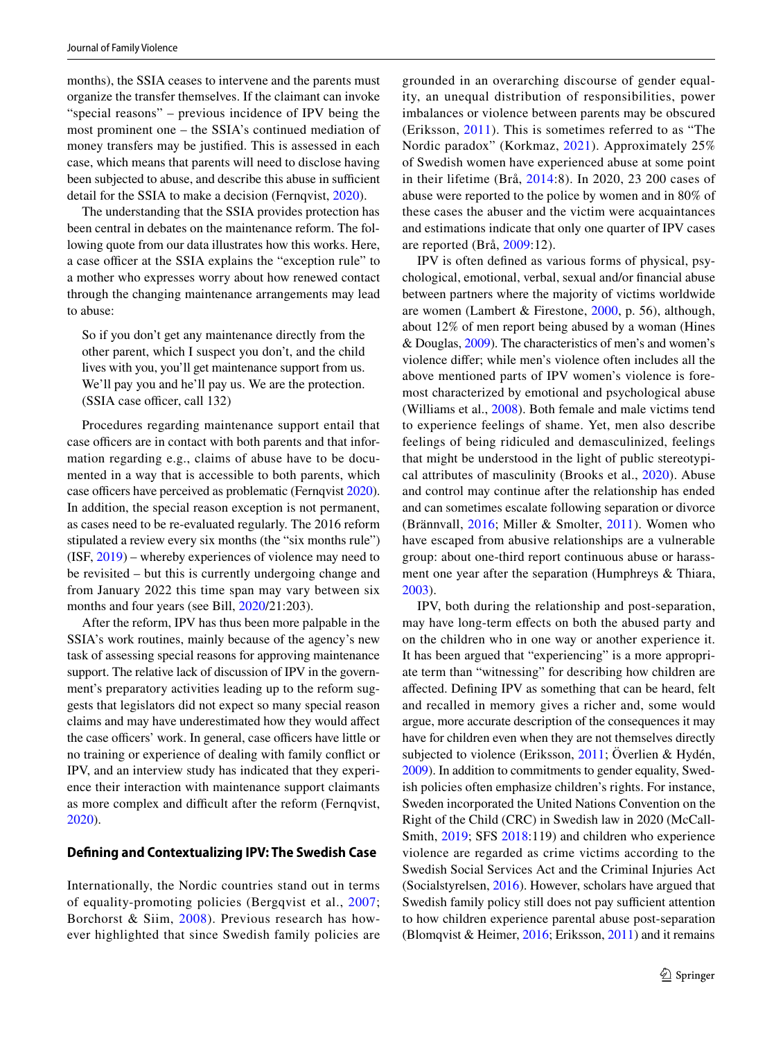months), the SSIA ceases to intervene and the parents must organize the transfer themselves. If the claimant can invoke "special reasons" – previous incidence of IPV being the most prominent one – the SSIA's continued mediation of money transfers may be justified. This is assessed in each case, which means that parents will need to disclose having been subjected to abuse, and describe this abuse in sufficient detail for the SSIA to make a decision (Fernqvist, 2020).

The understanding that the SSIA provides protection has been central in debates on the maintenance reform. The following quote from our data illustrates how this works. Here, a case officer at the SSIA explains the "exception rule" to a mother who expresses worry about how renewed contact through the changing maintenance arrangements may lead to abuse:

> So if you don't get any maintenance directly from the other parent, which I suspect you don't, and the child lives with you, you'll get maintenance support from us. We'll pay you and he'll pay us. We are the protection. (SSIA case officer, call 132)

Procedures regarding maintenance support entail that case officers are in contact with both parents and that information regarding e.g., claims of abuse have to be documented in a way that is accessible to both parents, which case officers have perceived as problematic (Fernqvist 2020). In addition, the special reason exception is not permanent, as cases need to be re-evaluated regularly. The 2016 reform stipulated a review every six months (the "six months rule") (ISF, 2019) – whereby experiences of violence may need to be revisited – but this is currently undergoing change and from January 2022 this time span may vary between six months and four years (see Bill, 2020/21:203).

After the reform, IPV has thus been more palpable in the SSIA's work routines, mainly because of the agency's new task of assessing special reasons for approving maintenance support. The relative lack of discussion of IPV in the government's preparatory activities leading up to the reform suggests that legislators did not expect so many special reason claims and may have underestimated how they would affect the case officers' work. In general, case officers have little or no training or experience of dealing with family conflict or IPV, and an interview study has indicated that they experience their interaction with maintenance support claimants as more complex and difficult after the reform (Fernqvist, 2020).

## Defining and Contextualizing IPV: The Swedish Case

Internationally, the Nordic countries stand out in terms of equality-promoting policies (Bergqvist et al., 2007; Borchorst & Siim, 2008). Previous research has however highlighted that since Swedish family policies are grounded in an overarching discourse of gender equality, an unequal distribution of responsibilities, power imbalances or violence between parents may be obscured (Eriksson, 2011). This is sometimes referred to as "The Nordic paradox" (Korkmaz, 2021). Approximately 25% of Swedish women have experienced abuse at some point in their lifetime (Brå, 2014:8). In 2020, 23 200 cases of abuse were reported to the police by women and in 80% of these cases the abuser and the victim were acquaintances and estimations indicate that only one quarter of IPV cases are reported (Brå, 2009:12).

IPV is often defined as various forms of physical, psychological, emotional, verbal, sexual and/or financial abuse between partners where the majority of victims worldwide are women (Lambert & Firestone, 2000, p. 56), although, about 12% of men report being abused by a woman (Hines & Douglas, 2009). The characteristics of men's and women's violence differ; while men's violence often includes all the above mentioned parts of IPV women's violence is foremost characterized by emotional and psychological abuse (Williams et al., 2008). Both female and male victims tend to experience feelings of shame. Yet, men also describe feelings of being ridiculed and demasculinized, feelings that might be understood in the light of public stereotypical attributes of masculinity (Brooks et al., 2020). Abuse and control may continue after the relationship has ended and can sometimes escalate following separation or divorce (Brännvall, 2016; Miller & Smolter, 2011). Women who have escaped from abusive relationships are a vulnerable group: about one-third report continuous abuse or harassment one year after the separation (Humphreys & Thiara, 2003).

IPV, both during the relationship and post-separation, may have long-term effects on both the abused party and on the children who in one way or another experience it. It has been argued that "experiencing" is a more appropriate term than "witnessing" for describing how children are affected. Defining IPV as something that can be heard, felt and recalled in memory gives a richer and, some would argue, more accurate description of the consequences it may have for children even when they are not themselves directly subjected to violence (Eriksson, 2011; Överlien & Hydén, 2009). In addition to commitments to gender equality, Swedish policies often emphasize children's rights. For instance, Sweden incorporated the United Nations Convention on the Right of the Child (CRC) in Swedish law in 2020 (McCall-Smith, 2019; SFS 2018:119) and children who experience violence are regarded as crime victims according to the Swedish Social Services Act and the Criminal Injuries Act (Socialstyrelsen, 2016). However, scholars have argued that Swedish family policy still does not pay sufficient attention to how children experience parental abuse post-separation (Blomqvist & Heimer, 2016; Eriksson, 2011) and it remains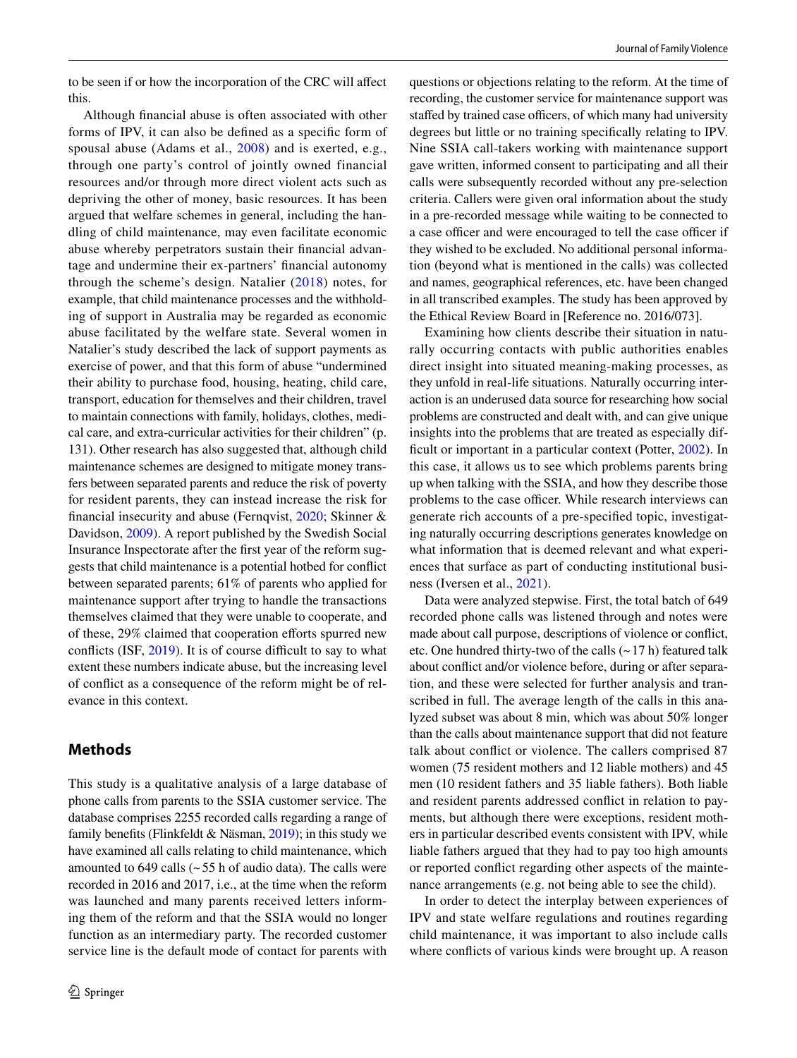to be seen if or how the incorporation of the CRC will affect this.

Although financial abuse is often associated with other forms of IPV, it can also be defined as a specific form of spousal abuse (Adams et al., 2008) and is exerted, e.g., through one party's control of jointly owned financial resources and/or through more direct violent acts such as depriving the other of money, basic resources. It has been argued that welfare schemes in general, including the handling of child maintenance, may even facilitate economic abuse whereby perpetrators sustain their financial advantage and undermine their ex-partners' financial autonomy through the scheme's design. Natalier (2018) notes, for example, that child maintenance processes and the withholding of support in Australia may be regarded as economic abuse facilitated by the welfare state. Several women in Natalier's study described the lack of support payments as exercise of power, and that this form of abuse "undermined their ability to purchase food, housing, heating, child care, transport, education for themselves and their children, travel to maintain connections with family, holidays, clothes, medical care, and extra-curricular activities for their children" (p. 131). Other research has also suggested that, although child maintenance schemes are designed to mitigate money transfers between separated parents and reduce the risk of poverty for resident parents, they can instead increase the risk for financial insecurity and abuse (Fernqvist, 2020; Skinner & Davidson, 2009). A report published by the Swedish Social Insurance Inspectorate after the first year of the reform suggests that child maintenance is a potential hotbed for conflict between separated parents; 61% of parents who applied for maintenance support after trying to handle the transactions themselves claimed that they were unable to cooperate, and of these, 29% claimed that cooperation efforts spurred new conflicts (ISF, 2019). It is of course difficult to say to what extent these numbers indicate abuse, but the increasing level of conflict as a consequence of the reform might be of relevance in this context.

## Methods

This study is a qualitative analysis of a large database of phone calls from parents to the SSIA customer service. The database comprises 2255 recorded calls regarding a range of family benefits (Flinkfeldt & Näsman, 2019); in this study we have examined all calls relating to child maintenance, which amounted to 649 calls (~ 55 h of audio data). The calls were recorded in 2016 and 2017, i.e., at the time when the reform was launched and many parents received letters informing them of the reform and that the SSIA would no longer function as an intermediary party. The recorded customer service line is the default mode of contact for parents with questions or objections relating to the reform. At the time of recording, the customer service for maintenance support was staffed by trained case officers, of which many had university degrees but little or no training specifically relating to IPV. Nine SSIA call-takers working with maintenance support gave written, informed consent to participating and all their calls were subsequently recorded without any pre-selection criteria. Callers were given oral information about the study in a pre-recorded message while waiting to be connected to a case officer and were encouraged to tell the case officer if they wished to be excluded. No additional personal information (beyond what is mentioned in the calls) was collected and names, geographical references, etc. have been changed in all transcribed examples. The study has been approved by the Ethical Review Board in [Reference no. 2016/073].

Examining how clients describe their situation in naturally occurring contacts with public authorities enables direct insight into situated meaning-making processes, as they unfold in real-life situations. Naturally occurring interaction is an underused data source for researching how social problems are constructed and dealt with, and can give unique insights into the problems that are treated as especially difficult or important in a particular context (Potter, 2002). In this case, it allows us to see which problems parents bring up when talking with the SSIA, and how they describe those problems to the case officer. While research interviews can generate rich accounts of a pre-specified topic, investigating naturally occurring descriptions generates knowledge on what information that is deemed relevant and what experiences that surface as part of conducting institutional business (Iversen et al., 2021).

Data were analyzed stepwise. First, the total batch of 649 recorded phone calls was listened through and notes were made about call purpose, descriptions of violence or conflict, etc. One hundred thirty-two of the calls (~ 17 h) featured talk about conflict and/or violence before, during or after separation, and these were selected for further analysis and transcribed in full. The average length of the calls in this analyzed subset was about 8 min, which was about 50% longer than the calls about maintenance support that did not feature talk about conflict or violence. The callers comprised 87 women (75 resident mothers and 12 liable mothers) and 45 men (10 resident fathers and 35 liable fathers). Both liable and resident parents addressed conflict in relation to payments, but although there were exceptions, resident mothers in particular described events consistent with IPV, while liable fathers argued that they had to pay too high amounts or reported conflict regarding other aspects of the maintenance arrangements (e.g. not being able to see the child).

In order to detect the interplay between experiences of IPV and state welfare regulations and routines regarding child maintenance, it was important to also include calls where conflicts of various kinds were brought up. A reason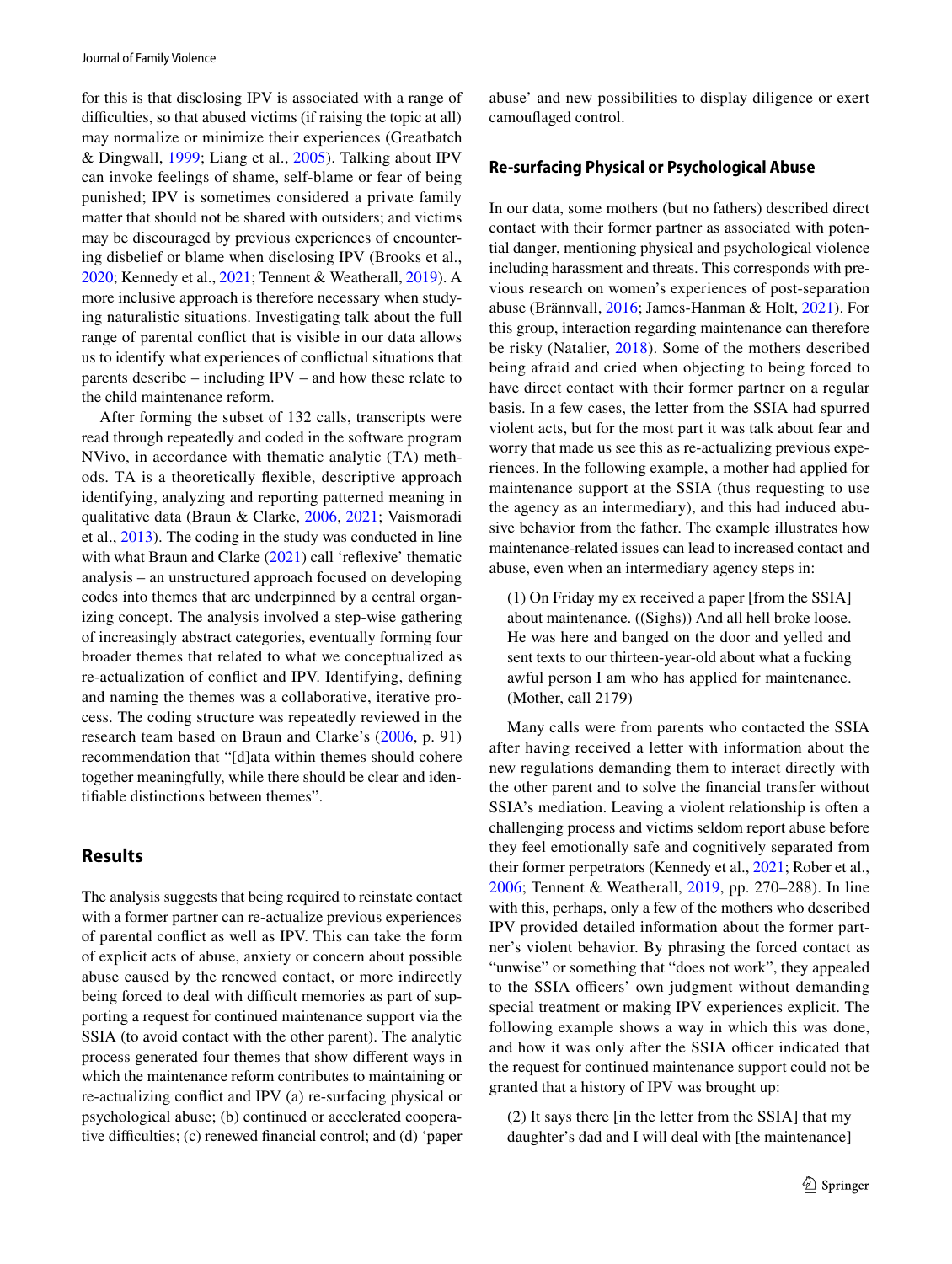for this is that disclosing IPV is associated with a range of difficulties, so that abused victims (if raising the topic at all) may normalize or minimize their experiences (Greatbatch & Dingwall, 1999; Liang et al., 2005). Talking about IPV can invoke feelings of shame, self-blame or fear of being punished; IPV is sometimes considered a private family matter that should not be shared with outsiders; and victims may be discouraged by previous experiences of encountering disbelief or blame when disclosing IPV (Brooks et al., 2020; Kennedy et al., 2021; Tennent & Weatherall, 2019). A more inclusive approach is therefore necessary when studying naturalistic situations. Investigating talk about the full range of parental conflict that is visible in our data allows us to identify what experiences of conflictual situations that parents describe – including IPV – and how these relate to the child maintenance reform.

After forming the subset of 132 calls, transcripts were read through repeatedly and coded in the software program NVivo, in accordance with thematic analytic (TA) methods. TA is a theoretically flexible, descriptive approach identifying, analyzing and reporting patterned meaning in qualitative data (Braun & Clarke, 2006, 2021; Vaismoradi et al., 2013). The coding in the study was conducted in line with what Braun and Clarke (2021) call 'reflexive' thematic analysis – an unstructured approach focused on developing codes into themes that are underpinned by a central organizing concept. The analysis involved a step-wise gathering of increasingly abstract categories, eventually forming four broader themes that related to what we conceptualized as re-actualization of conflict and IPV. Identifying, defining and naming the themes was a collaborative, iterative process. The coding structure was repeatedly reviewed in the research team based on Braun and Clarke's (2006, p. 91) recommendation that "[d]ata within themes should cohere together meaningfully, while there should be clear and identifiable distinctions between themes".

## Results

The analysis suggests that being required to reinstate contact with a former partner can re-actualize previous experiences of parental conflict as well as IPV. This can take the form of explicit acts of abuse, anxiety or concern about possible abuse caused by the renewed contact, or more indirectly being forced to deal with difficult memories as part of supporting a request for continued maintenance support via the SSIA (to avoid contact with the other parent). The analytic process generated four themes that show different ways in which the maintenance reform contributes to maintaining or re-actualizing conflict and IPV (a) re-surfacing physical or psychological abuse; (b) continued or accelerated cooperative difficulties; (c) renewed financial control; and (d) 'paper abuse' and new possibilities to display diligence or exert camouflaged control.

### Re-surfacing Physical or Psychological Abuse

In our data, some mothers (but no fathers) described direct contact with their former partner as associated with potential danger, mentioning physical and psychological violence including harassment and threats. This corresponds with previous research on women's experiences of post-separation abuse (Brännvall, 2016; James-Hanman & Holt, 2021). For this group, interaction regarding maintenance can therefore be risky (Natalier, 2018). Some of the mothers described being afraid and cried when objecting to being forced to have direct contact with their former partner on a regular basis. In a few cases, the letter from the SSIA had spurred violent acts, but for the most part it was talk about fear and worry that made us see this as re-actualizing previous experiences. In the following example, a mother had applied for maintenance support at the SSIA (thus requesting to use the agency as an intermediary), and this had induced abusive behavior from the father. The example illustrates how maintenance-related issues can lead to increased contact and abuse, even when an intermediary agency steps in:

> (1) On Friday my ex received a paper [from the SSIA] about maintenance. ((Sighs)) And all hell broke loose. He was here and banged on the door and yelled and sent texts to our thirteen-year-old about what a fucking awful person I am who has applied for maintenance. (Mother, call 2179)

Many calls were from parents who contacted the SSIA after having received a letter with information about the new regulations demanding them to interact directly with the other parent and to solve the financial transfer without SSIA's mediation. Leaving a violent relationship is often a challenging process and victims seldom report abuse before they feel emotionally safe and cognitively separated from their former perpetrators (Kennedy et al., 2021; Rober et al., 2006; Tennent & Weatherall, 2019, pp. 270–288). In line with this, perhaps, only a few of the mothers who described IPV provided detailed information about the former partner's violent behavior. By phrasing the forced contact as "unwise" or something that "does not work", they appealed to the SSIA officers' own judgment without demanding special treatment or making IPV experiences explicit. The following example shows a way in which this was done, and how it was only after the SSIA officer indicated that the request for continued maintenance support could not be granted that a history of IPV was brought up:

> (2) It says there [in the letter from the SSIA] that my daughter's dad and I will deal with [the maintenance]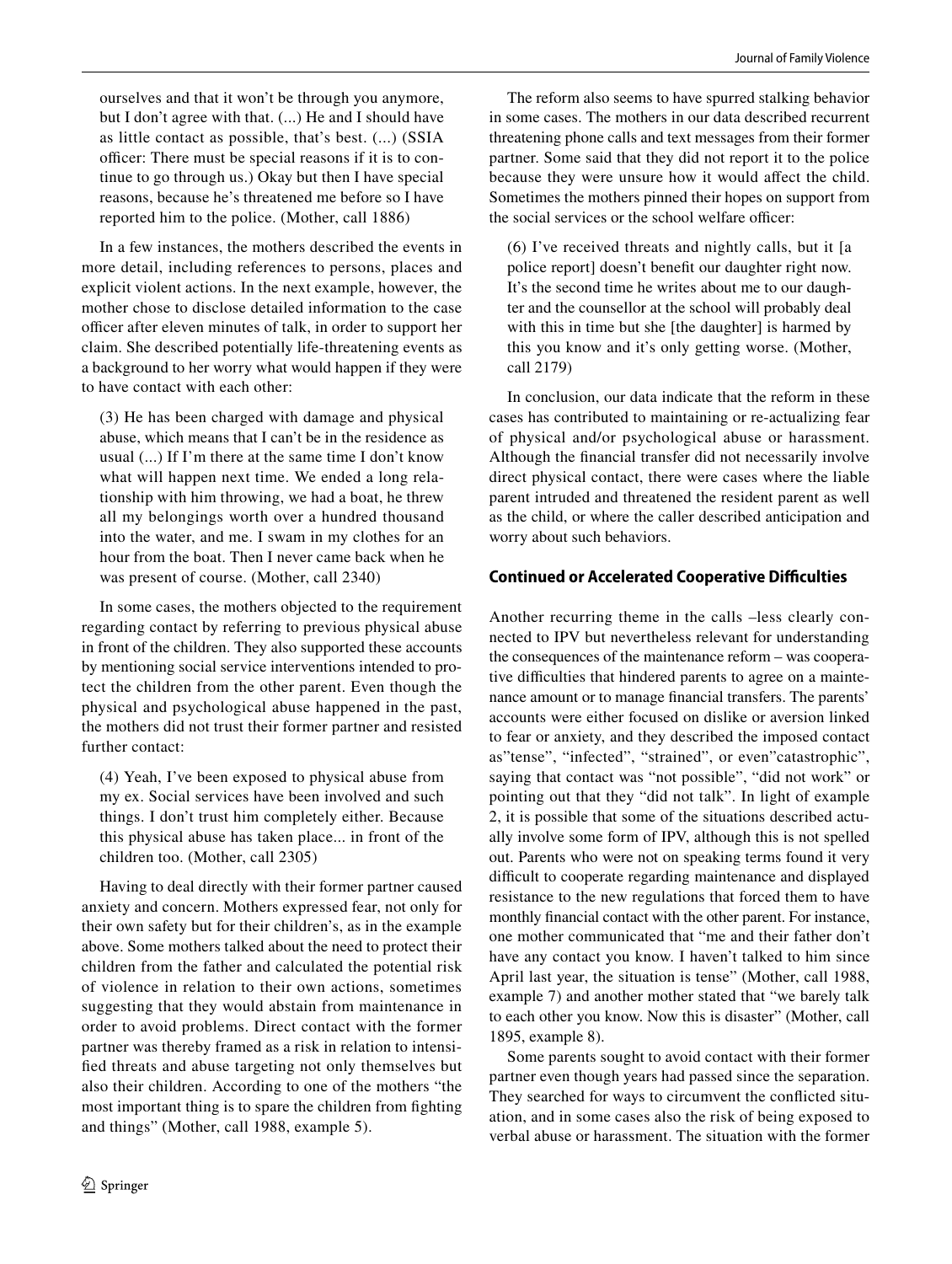> ourselves and that it won't be through you anymore, but I don't agree with that. (...) He and I should have as little contact as possible, that's best. (...) (SSIA officer: There must be special reasons if it is to continue to go through us.) Okay but then I have special reasons, because he's threatened me before so I have reported him to the police. (Mother, call 1886)

In a few instances, the mothers described the events in more detail, including references to persons, places and explicit violent actions. In the next example, however, the mother chose to disclose detailed information to the case officer after eleven minutes of talk, in order to support her claim. She described potentially life-threatening events as a background to her worry what would happen if they were to have contact with each other:

> (3) He has been charged with damage and physical abuse, which means that I can't be in the residence as usual (...) If I'm there at the same time I don't know what will happen next time. We ended a long relationship with him throwing, we had a boat, he threw all my belongings worth over a hundred thousand into the water, and me. I swam in my clothes for an hour from the boat. Then I never came back when he was present of course. (Mother, call 2340)

In some cases, the mothers objected to the requirement regarding contact by referring to previous physical abuse in front of the children. They also supported these accounts by mentioning social service interventions intended to protect the children from the other parent. Even though the physical and psychological abuse happened in the past, the mothers did not trust their former partner and resisted further contact:

> (4) Yeah, I've been exposed to physical abuse from my ex. Social services have been involved and such things. I don't trust him completely either. Because this physical abuse has taken place... in front of the children too. (Mother, call 2305)

Having to deal directly with their former partner caused anxiety and concern. Mothers expressed fear, not only for their own safety but for their children's, as in the example above. Some mothers talked about the need to protect their children from the father and calculated the potential risk of violence in relation to their own actions, sometimes suggesting that they would abstain from maintenance in order to avoid problems. Direct contact with the former partner was thereby framed as a risk in relation to intensified threats and abuse targeting not only themselves but also their children. According to one of the mothers "the most important thing is to spare the children from fighting and things" (Mother, call 1988, example 5).

The reform also seems to have spurred stalking behavior in some cases. The mothers in our data described recurrent threatening phone calls and text messages from their former partner. Some said that they did not report it to the police because they were unsure how it would affect the child. Sometimes the mothers pinned their hopes on support from the social services or the school welfare officer:

> (6) I've received threats and nightly calls, but it [a police report] doesn't benefit our daughter right now. It's the second time he writes about me to our daughter and the counsellor at the school will probably deal with this in time but she [the daughter] is harmed by this you know and it's only getting worse. (Mother, call 2179)

In conclusion, our data indicate that the reform in these cases has contributed to maintaining or re-actualizing fear of physical and/or psychological abuse or harassment. Although the financial transfer did not necessarily involve direct physical contact, there were cases where the liable parent intruded and threatened the resident parent as well as the child, or where the caller described anticipation and worry about such behaviors.

### Continued or Accelerated Cooperative Difficulties

Another recurring theme in the calls –less clearly connected to IPV but nevertheless relevant for understanding the consequences of the maintenance reform – was cooperative difficulties that hindered parents to agree on a maintenance amount or to manage financial transfers. The parents' accounts were either focused on dislike or aversion linked to fear or anxiety, and they described the imposed contact as"tense", "infected", "strained", or even"catastrophic", saying that contact was "not possible", "did not work" or pointing out that they "did not talk". In light of example 2, it is possible that some of the situations described actually involve some form of IPV, although this is not spelled out. Parents who were not on speaking terms found it very difficult to cooperate regarding maintenance and displayed resistance to the new regulations that forced them to have monthly financial contact with the other parent. For instance, one mother communicated that "me and their father don't have any contact you know. I haven't talked to him since April last year, the situation is tense" (Mother, call 1988, example 7) and another mother stated that "we barely talk to each other you know. Now this is disaster" (Mother, call 1895, example 8).

Some parents sought to avoid contact with their former partner even though years had passed since the separation. They searched for ways to circumvent the conflicted situation, and in some cases also the risk of being exposed to verbal abuse or harassment. The situation with the former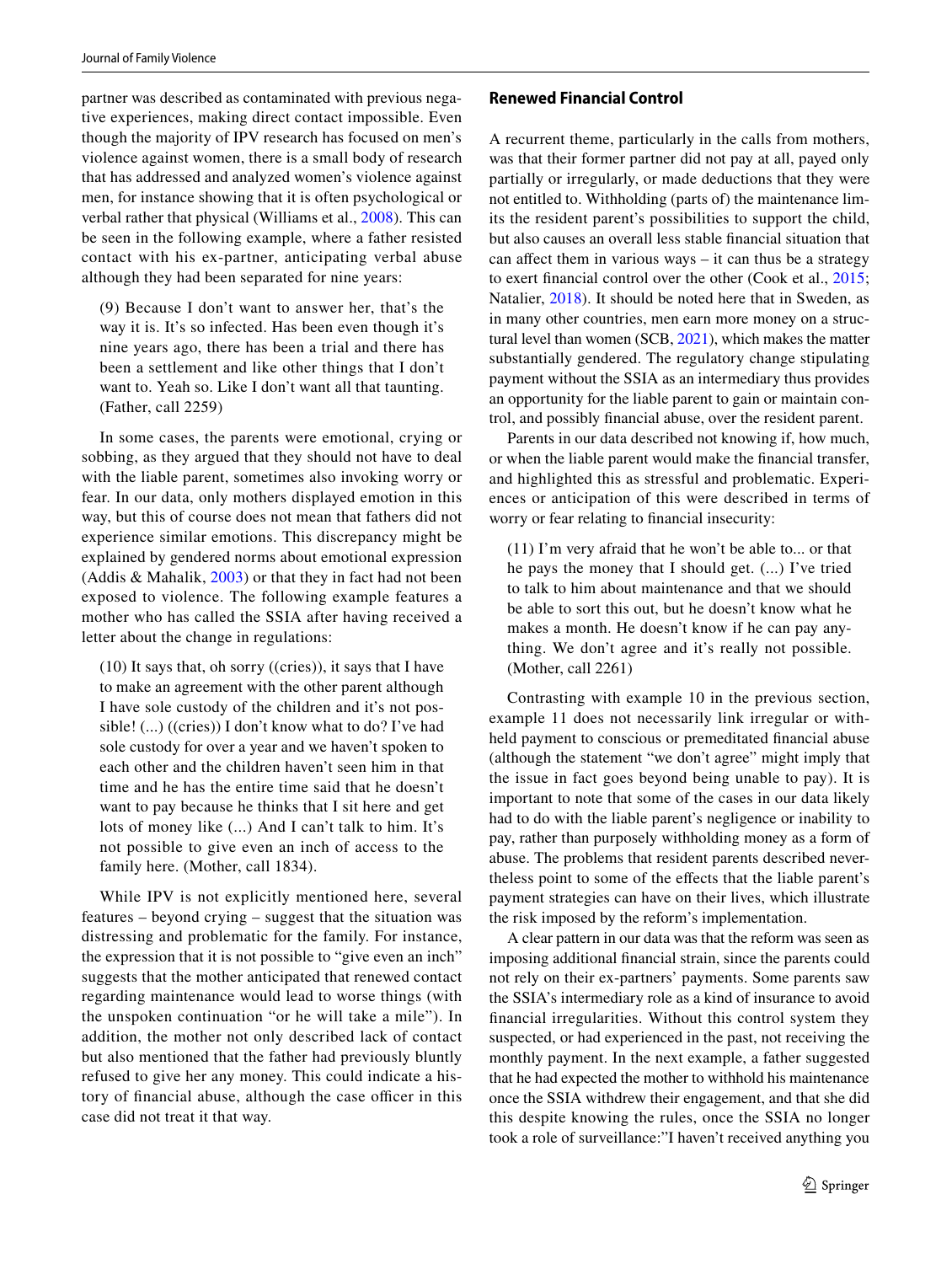partner was described as contaminated with previous negative experiences, making direct contact impossible. Even though the majority of IPV research has focused on men's violence against women, there is a small body of research that has addressed and analyzed women's violence against men, for instance showing that it is often psychological or verbal rather that physical (Williams et al., 2008). This can be seen in the following example, where a father resisted contact with his ex-partner, anticipating verbal abuse although they had been separated for nine years:

> (9) Because I don't want to answer her, that's the way it is. It's so infected. Has been even though it's nine years ago, there has been a trial and there has been a settlement and like other things that I don't want to. Yeah so. Like I don't want all that taunting. (Father, call 2259)

In some cases, the parents were emotional, crying or sobbing, as they argued that they should not have to deal with the liable parent, sometimes also invoking worry or fear. In our data, only mothers displayed emotion in this way, but this of course does not mean that fathers did not experience similar emotions. This discrepancy might be explained by gendered norms about emotional expression (Addis & Mahalik, 2003) or that they in fact had not been exposed to violence. The following example features a mother who has called the SSIA after having received a letter about the change in regulations:

> (10) It says that, oh sorry ((cries)), it says that I have to make an agreement with the other parent although I have sole custody of the children and it's not possible! (...) ((cries)) I don't know what to do? I've had sole custody for over a year and we haven't spoken to each other and the children haven't seen him in that time and he has the entire time said that he doesn't want to pay because he thinks that I sit here and get lots of money like (...) And I can't talk to him. It's not possible to give even an inch of access to the family here. (Mother, call 1834).

While IPV is not explicitly mentioned here, several features – beyond crying – suggest that the situation was distressing and problematic for the family. For instance, the expression that it is not possible to "give even an inch" suggests that the mother anticipated that renewed contact regarding maintenance would lead to worse things (with the unspoken continuation "or he will take a mile"). In addition, the mother not only described lack of contact but also mentioned that the father had previously bluntly refused to give her any money. This could indicate a history of financial abuse, although the case officer in this case did not treat it that way.

### Renewed Financial Control

A recurrent theme, particularly in the calls from mothers, was that their former partner did not pay at all, payed only partially or irregularly, or made deductions that they were not entitled to. Withholding (parts of) the maintenance limits the resident parent's possibilities to support the child, but also causes an overall less stable financial situation that can affect them in various ways – it can thus be a strategy to exert financial control over the other (Cook et al., 2015; Natalier, 2018). It should be noted here that in Sweden, as in many other countries, men earn more money on a structural level than women (SCB, 2021), which makes the matter substantially gendered. The regulatory change stipulating payment without the SSIA as an intermediary thus provides an opportunity for the liable parent to gain or maintain control, and possibly financial abuse, over the resident parent.

Parents in our data described not knowing if, how much, or when the liable parent would make the financial transfer, and highlighted this as stressful and problematic. Experiences or anticipation of this were described in terms of worry or fear relating to financial insecurity:

> (11) I'm very afraid that he won't be able to... or that he pays the money that I should get. (...) I've tried to talk to him about maintenance and that we should be able to sort this out, but he doesn't know what he makes a month. He doesn't know if he can pay anything. We don't agree and it's really not possible. (Mother, call 2261)

Contrasting with example 10 in the previous section, example 11 does not necessarily link irregular or withheld payment to conscious or premeditated financial abuse (although the statement "we don't agree" might imply that the issue in fact goes beyond being unable to pay). It is important to note that some of the cases in our data likely had to do with the liable parent's negligence or inability to pay, rather than purposely withholding money as a form of abuse. The problems that resident parents described nevertheless point to some of the effects that the liable parent's payment strategies can have on their lives, which illustrate the risk imposed by the reform's implementation.

A clear pattern in our data was that the reform was seen as imposing additional financial strain, since the parents could not rely on their ex-partners' payments. Some parents saw the SSIA's intermediary role as a kind of insurance to avoid financial irregularities. Without this control system they suspected, or had experienced in the past, not receiving the monthly payment. In the next example, a father suggested that he had expected the mother to withhold his maintenance once the SSIA withdrew their engagement, and that she did this despite knowing the rules, once the SSIA no longer took a role of surveillance:"I haven't received anything you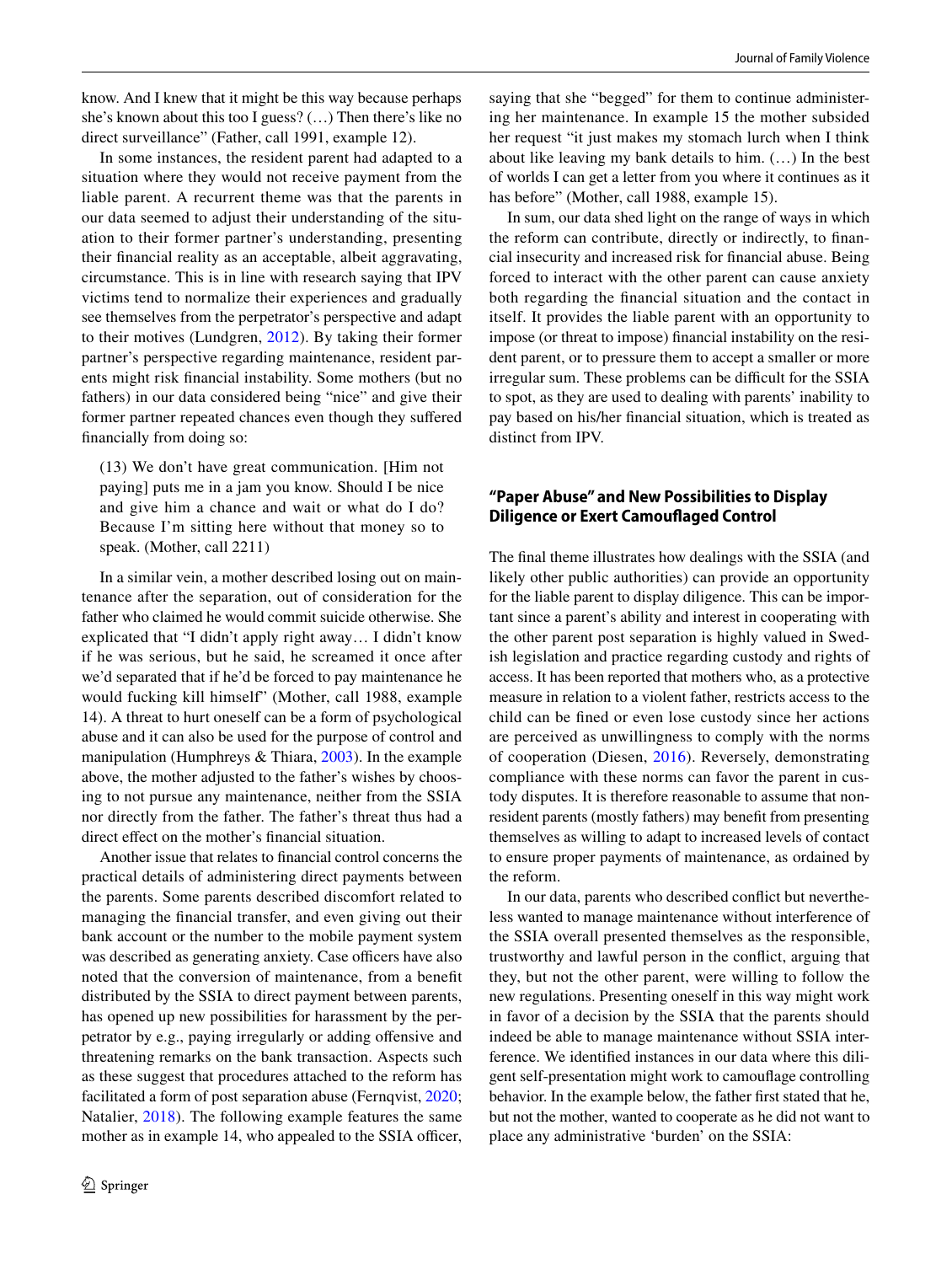know. And I knew that it might be this way because perhaps she's known about this too I guess? (…) Then there's like no direct surveillance" (Father, call 1991, example 12).

In some instances, the resident parent had adapted to a situation where they would not receive payment from the liable parent. A recurrent theme was that the parents in our data seemed to adjust their understanding of the situation to their former partner's understanding, presenting their financial reality as an acceptable, albeit aggravating, circumstance. This is in line with research saying that IPV victims tend to normalize their experiences and gradually see themselves from the perpetrator's perspective and adapt to their motives (Lundgren, 2012). By taking their former partner's perspective regarding maintenance, resident parents might risk financial instability. Some mothers (but no fathers) in our data considered being "nice" and give their former partner repeated chances even though they suffered financially from doing so:

> (13) We don't have great communication. [Him not paying] puts me in a jam you know. Should I be nice and give him a chance and wait or what do I do? Because I'm sitting here without that money so to speak. (Mother, call 2211)

In a similar vein, a mother described losing out on maintenance after the separation, out of consideration for the father who claimed he would commit suicide otherwise. She explicated that "I didn't apply right away… I didn't know if he was serious, but he said, he screamed it once after we'd separated that if he'd be forced to pay maintenance he would fucking kill himself" (Mother, call 1988, example 14). A threat to hurt oneself can be a form of psychological abuse and it can also be used for the purpose of control and manipulation (Humphreys & Thiara, 2003). In the example above, the mother adjusted to the father's wishes by choosing to not pursue any maintenance, neither from the SSIA nor directly from the father. The father's threat thus had a direct effect on the mother's financial situation.

Another issue that relates to financial control concerns the practical details of administering direct payments between the parents. Some parents described discomfort related to managing the financial transfer, and even giving out their bank account or the number to the mobile payment system was described as generating anxiety. Case officers have also noted that the conversion of maintenance, from a benefit distributed by the SSIA to direct payment between parents, has opened up new possibilities for harassment by the perpetrator by e.g., paying irregularly or adding offensive and threatening remarks on the bank transaction. Aspects such as these suggest that procedures attached to the reform has facilitated a form of post separation abuse (Fernqvist, 2020; Natalier, 2018). The following example features the same mother as in example 14, who appealed to the SSIA officer, saying that she "begged" for them to continue administering her maintenance. In example 15 the mother subsided her request "it just makes my stomach lurch when I think about like leaving my bank details to him. (…) In the best of worlds I can get a letter from you where it continues as it has before" (Mother, call 1988, example 15).

In sum, our data shed light on the range of ways in which the reform can contribute, directly or indirectly, to financial insecurity and increased risk for financial abuse. Being forced to interact with the other parent can cause anxiety both regarding the financial situation and the contact in itself. It provides the liable parent with an opportunity to impose (or threat to impose) financial instability on the resident parent, or to pressure them to accept a smaller or more irregular sum. These problems can be difficult for the SSIA to spot, as they are used to dealing with parents' inability to pay based on his/her financial situation, which is treated as distinct from IPV.

### "Paper Abuse" and New Possibilities to Display Diligence or Exert Camouflaged Control

The final theme illustrates how dealings with the SSIA (and likely other public authorities) can provide an opportunity for the liable parent to display diligence. This can be important since a parent's ability and interest in cooperating with the other parent post separation is highly valued in Swedish legislation and practice regarding custody and rights of access. It has been reported that mothers who, as a protective measure in relation to a violent father, restricts access to the child can be fined or even lose custody since her actions are perceived as unwillingness to comply with the norms of cooperation (Diesen, 2016). Reversely, demonstrating compliance with these norms can favor the parent in custody disputes. It is therefore reasonable to assume that non-resident parents (mostly fathers) may benefit from presenting themselves as willing to adapt to increased levels of contact to ensure proper payments of maintenance, as ordained by the reform.

In our data, parents who described conflict but nevertheless wanted to manage maintenance without interference of the SSIA overall presented themselves as the responsible, trustworthy and lawful person in the conflict, arguing that they, but not the other parent, were willing to follow the new regulations. Presenting oneself in this way might work in favor of a decision by the SSIA that the parents should indeed be able to manage maintenance without SSIA interference. We identified instances in our data where this diligent self-presentation might work to camouflage controlling behavior. In the example below, the father first stated that he, but not the mother, wanted to cooperate as he did not want to place any administrative 'burden' on the SSIA: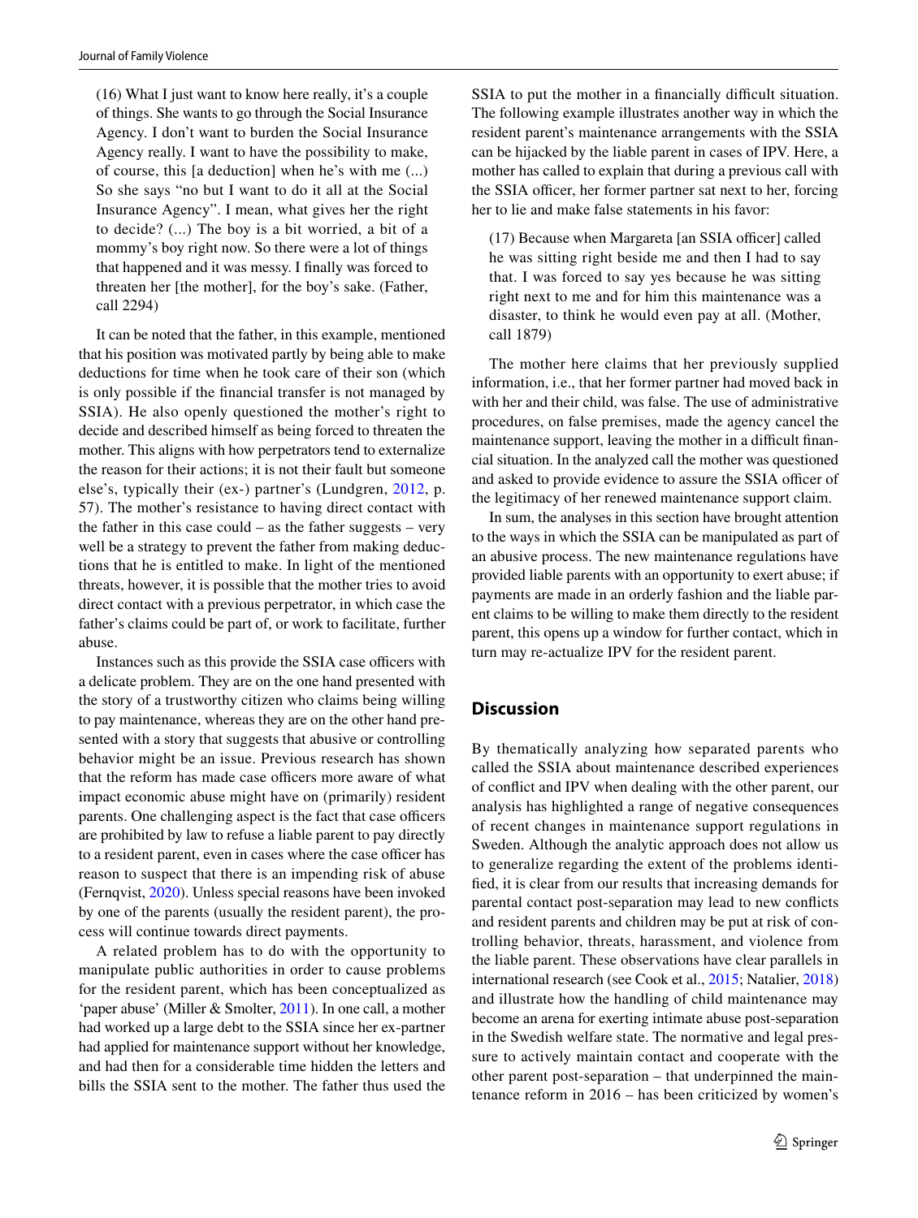> (16) What I just want to know here really, it's a couple of things. She wants to go through the Social Insurance Agency. I don't want to burden the Social Insurance Agency really. I want to have the possibility to make, of course, this [a deduction] when he's with me (...) So she says "no but I want to do it all at the Social Insurance Agency". I mean, what gives her the right to decide? (...) The boy is a bit worried, a bit of a mommy's boy right now. So there were a lot of things that happened and it was messy. I finally was forced to threaten her [the mother], for the boy's sake. (Father, call 2294)

It can be noted that the father, in this example, mentioned that his position was motivated partly by being able to make deductions for time when he took care of their son (which is only possible if the financial transfer is not managed by SSIA). He also openly questioned the mother's right to decide and described himself as being forced to threaten the mother. This aligns with how perpetrators tend to externalize the reason for their actions; it is not their fault but someone else's, typically their (ex-) partner's (Lundgren, 2012, p. 57). The mother's resistance to having direct contact with the father in this case could – as the father suggests – very well be a strategy to prevent the father from making deductions that he is entitled to make. In light of the mentioned threats, however, it is possible that the mother tries to avoid direct contact with a previous perpetrator, in which case the father's claims could be part of, or work to facilitate, further abuse.

Instances such as this provide the SSIA case officers with a delicate problem. They are on the one hand presented with the story of a trustworthy citizen who claims being willing to pay maintenance, whereas they are on the other hand presented with a story that suggests that abusive or controlling behavior might be an issue. Previous research has shown that the reform has made case officers more aware of what impact economic abuse might have on (primarily) resident parents. One challenging aspect is the fact that case officers are prohibited by law to refuse a liable parent to pay directly to a resident parent, even in cases where the case officer has reason to suspect that there is an impending risk of abuse (Fernqvist, 2020). Unless special reasons have been invoked by one of the parents (usually the resident parent), the process will continue towards direct payments.

A related problem has to do with the opportunity to manipulate public authorities in order to cause problems for the resident parent, which has been conceptualized as 'paper abuse' (Miller & Smolter, 2011). In one call, a mother had worked up a large debt to the SSIA since her ex-partner had applied for maintenance support without her knowledge, and had then for a considerable time hidden the letters and bills the SSIA sent to the mother. The father thus used the SSIA to put the mother in a financially difficult situation. The following example illustrates another way in which the resident parent's maintenance arrangements with the SSIA can be hijacked by the liable parent in cases of IPV. Here, a mother has called to explain that during a previous call with the SSIA officer, her former partner sat next to her, forcing her to lie and make false statements in his favor:

> (17) Because when Margareta [an SSIA officer] called he was sitting right beside me and then I had to say that. I was forced to say yes because he was sitting right next to me and for him this maintenance was a disaster, to think he would even pay at all. (Mother, call 1879)

The mother here claims that her previously supplied information, i.e., that her former partner had moved back in with her and their child, was false. The use of administrative procedures, on false premises, made the agency cancel the maintenance support, leaving the mother in a difficult financial situation. In the analyzed call the mother was questioned and asked to provide evidence to assure the SSIA officer of the legitimacy of her renewed maintenance support claim.

In sum, the analyses in this section have brought attention to the ways in which the SSIA can be manipulated as part of an abusive process. The new maintenance regulations have provided liable parents with an opportunity to exert abuse; if payments are made in an orderly fashion and the liable parent claims to be willing to make them directly to the resident parent, this opens up a window for further contact, which in turn may re-actualize IPV for the resident parent.

## Discussion

By thematically analyzing how separated parents who called the SSIA about maintenance described experiences of conflict and IPV when dealing with the other parent, our analysis has highlighted a range of negative consequences of recent changes in maintenance support regulations in Sweden. Although the analytic approach does not allow us to generalize regarding the extent of the problems identified, it is clear from our results that increasing demands for parental contact post-separation may lead to new conflicts and resident parents and children may be put at risk of controlling behavior, threats, harassment, and violence from the liable parent. These observations have clear parallels in international research (see Cook et al., 2015; Natalier, 2018) and illustrate how the handling of child maintenance may become an arena for exerting intimate abuse post-separation in the Swedish welfare state. The normative and legal pressure to actively maintain contact and cooperate with the other parent post-separation – that underpinned the maintenance reform in 2016 – has been criticized by women's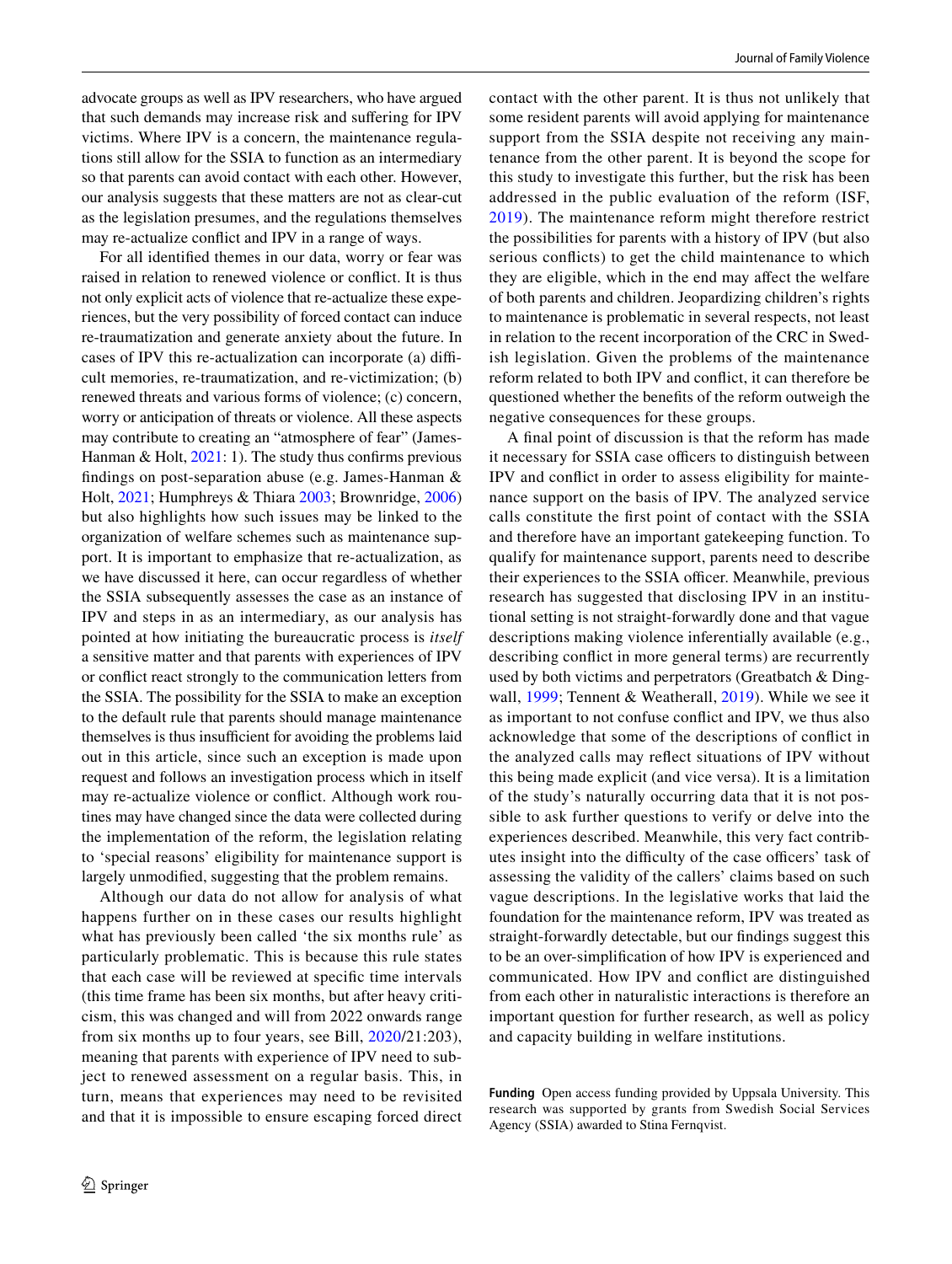advocate groups as well as IPV researchers, who have argued that such demands may increase risk and suffering for IPV victims. Where IPV is a concern, the maintenance regulations still allow for the SSIA to function as an intermediary so that parents can avoid contact with each other. However, our analysis suggests that these matters are not as clear-cut as the legislation presumes, and the regulations themselves may re-actualize conflict and IPV in a range of ways.

For all identified themes in our data, worry or fear was raised in relation to renewed violence or conflict. It is thus not only explicit acts of violence that re-actualize these experiences, but the very possibility of forced contact can induce re-traumatization and generate anxiety about the future. In cases of IPV this re-actualization can incorporate (a) difficult memories, re-traumatization, and re-victimization; (b) renewed threats and various forms of violence; (c) concern, worry or anticipation of threats or violence. All these aspects may contribute to creating an "atmosphere of fear" (James-Hanman & Holt, 2021: 1). The study thus confirms previous findings on post-separation abuse (e.g. James-Hanman & Holt, 2021; Humphreys & Thiara 2003; Brownridge, 2006) but also highlights how such issues may be linked to the organization of welfare schemes such as maintenance support. It is important to emphasize that re-actualization, as we have discussed it here, can occur regardless of whether the SSIA subsequently assesses the case as an instance of IPV and steps in as an intermediary, as our analysis has pointed at how initiating the bureaucratic process is *itself* a sensitive matter and that parents with experiences of IPV or conflict react strongly to the communication letters from the SSIA. The possibility for the SSIA to make an exception to the default rule that parents should manage maintenance themselves is thus insufficient for avoiding the problems laid out in this article, since such an exception is made upon request and follows an investigation process which in itself may re-actualize violence or conflict. Although work routines may have changed since the data were collected during the implementation of the reform, the legislation relating to 'special reasons' eligibility for maintenance support is largely unmodified, suggesting that the problem remains.

Although our data do not allow for analysis of what happens further on in these cases our results highlight what has previously been called 'the six months rule' as particularly problematic. This is because this rule states that each case will be reviewed at specific time intervals (this time frame has been six months, but after heavy criticism, this was changed and will from 2022 onwards range from six months up to four years, see Bill, 2020/21:203), meaning that parents with experience of IPV need to subject to renewed assessment on a regular basis. This, in turn, means that experiences may need to be revisited and that it is impossible to ensure escaping forced direct contact with the other parent. It is thus not unlikely that some resident parents will avoid applying for maintenance support from the SSIA despite not receiving any maintenance from the other parent. It is beyond the scope for this study to investigate this further, but the risk has been addressed in the public evaluation of the reform (ISF, 2019). The maintenance reform might therefore restrict the possibilities for parents with a history of IPV (but also serious conflicts) to get the child maintenance to which they are eligible, which in the end may affect the welfare of both parents and children. Jeopardizing children's rights to maintenance is problematic in several respects, not least in relation to the recent incorporation of the CRC in Swedish legislation. Given the problems of the maintenance reform related to both IPV and conflict, it can therefore be questioned whether the benefits of the reform outweigh the negative consequences for these groups.

A final point of discussion is that the reform has made it necessary for SSIA case officers to distinguish between IPV and conflict in order to assess eligibility for maintenance support on the basis of IPV. The analyzed service calls constitute the first point of contact with the SSIA and therefore have an important gatekeeping function. To qualify for maintenance support, parents need to describe their experiences to the SSIA officer. Meanwhile, previous research has suggested that disclosing IPV in an institutional setting is not straight-forwardly done and that vague descriptions making violence inferentially available (e.g., describing conflict in more general terms) are recurrently used by both victims and perpetrators (Greatbatch & Dingwall, 1999; Tennent & Weatherall, 2019). While we see it as important to not confuse conflict and IPV, we thus also acknowledge that some of the descriptions of conflict in the analyzed calls may reflect situations of IPV without this being made explicit (and vice versa). It is a limitation of the study's naturally occurring data that it is not possible to ask further questions to verify or delve into the experiences described. Meanwhile, this very fact contributes insight into the difficulty of the case officers' task of assessing the validity of the callers' claims based on such vague descriptions. In the legislative works that laid the foundation for the maintenance reform, IPV was treated as straight-forwardly detectable, but our findings suggest this to be an over-simplification of how IPV is experienced and communicated. How IPV and conflict are distinguished from each other in naturalistic interactions is therefore an important question for further research, as well as policy and capacity building in welfare institutions.

**Funding** Open access funding provided by Uppsala University. This research was supported by grants from Swedish Social Services Agency (SSIA) awarded to Stina Fernqvist.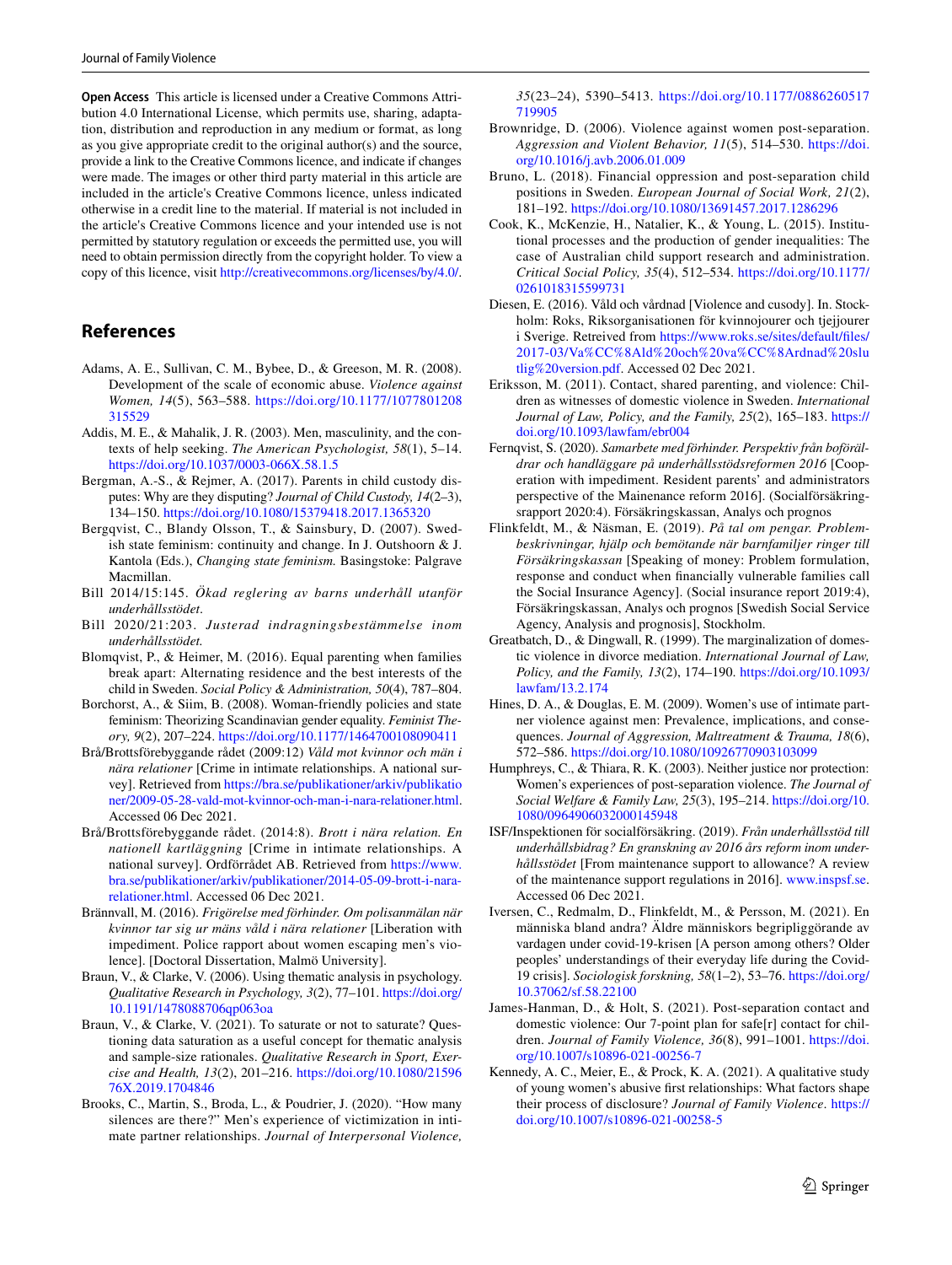**Open Access** This article is licensed under a Creative Commons Attribution 4.0 International License, which permits use, sharing, adaptation, distribution and reproduction in any medium or format, as long as you give appropriate credit to the original author(s) and the source, provide a link to the Creative Commons licence, and indicate if changes were made. The images or other third party material in this article are included in the article's Creative Commons licence, unless indicated otherwise in a credit line to the material. If material is not included in the article's Creative Commons licence and your intended use is not permitted by statutory regulation or exceeds the permitted use, you will need to obtain permission directly from the copyright holder. To view a copy of this licence, visit http://creativecommons.org/licenses/by/4.0/.

## References

Adams, A. E., Sullivan, C. M., Bybee, D., & Greeson, M. R. (2008). Development of the scale of economic abuse. *Violence against Women, 14*(5), 563–588. https://doi.org/10.1177/1077801208315529

Addis, M. E., & Mahalik, J. R. (2003). Men, masculinity, and the contexts of help seeking. *The American Psychologist, 58*(1), 5–14. https://doi.org/10.1037/0003-066X.58.1.5

Bergman, A.-S., & Rejmer, A. (2017). Parents in child custody disputes: Why are they disputing? *Journal of Child Custody, 14*(2–3), 134–150. https://doi.org/10.1080/15379418.2017.1365320

Bergqvist, C., Blandy Olsson, T., & Sainsbury, D. (2007). Swedish state feminism: continuity and change. In J. Outshoorn & J. Kantola (Eds.), *Changing state feminism.* Basingstoke: Palgrave Macmillan.

Bill 2014/15:145. *Ökad reglering av barns underhåll utanför underhållsstödet.*

Bill 2020/21:203. *Justerad indragningsbestämmelse inom underhållsstödet.*

Blomqvist, P., & Heimer, M. (2016). Equal parenting when families break apart: Alternating residence and the best interests of the child in Sweden. *Social Policy & Administration, 50*(4), 787–804.

Borchorst, A., & Siim, B. (2008). Woman-friendly policies and state feminism: Theorizing Scandinavian gender equality. *Feminist Theory, 9*(2), 207–224. https://doi.org/10.1177/1464700108090411

Brå/Brottsförebyggande rådet (2009:12) *Våld mot kvinnor och män i nära relationer* [Crime in intimate relationships. A national survey]. Retrieved from https://bra.se/publikationer/arkiv/publikationer/2009-05-28-vald-mot-kvinnor-och-man-i-nara-relationer.html. Accessed 06 Dec 2021.

Brå/Brottsförebyggande rådet. (2014:8). *Brott i nära relation. En nationell kartläggning* [Crime in intimate relationships. A national survey]. Ordförrådet AB. Retrieved from https://www.bra.se/publikationer/arkiv/publikationer/2014-05-09-brott-i-nara-relationer.html. Accessed 06 Dec 2021.

Brännvall, M. (2016). *Frigörelse med förhinder. Om polisanmälan när kvinnor tar sig ur mäns våld i nära relationer* [Liberation with impediment. Police rapport about women escaping men's violence]. [Doctoral Dissertation, Malmö University].

Braun, V., & Clarke, V. (2006). Using thematic analysis in psychology. *Qualitative Research in Psychology, 3*(2), 77–101. https://doi.org/10.1191/1478088706qp063oa

Braun, V., & Clarke, V. (2021). To saturate or not to saturate? Questioning data saturation as a useful concept for thematic analysis and sample-size rationales. *Qualitative Research in Sport, Exercise and Health, 13*(2), 201–216. https://doi.org/10.1080/2159676X.2019.1704846

Brooks, C., Martin, S., Broda, L., & Poudrier, J. (2020). "How many silences are there?" Men's experience of victimization in intimate partner relationships. *Journal of Interpersonal Violence, 35*(23–24), 5390–5413. https://doi.org/10.1177/0886260517719905

Brownridge, D. (2006). Violence against women post-separation. *Aggression and Violent Behavior, 11*(5), 514–530. https://doi.org/10.1016/j.avb.2006.01.009

Bruno, L. (2018). Financial oppression and post-separation child positions in Sweden. *European Journal of Social Work, 21*(2), 181–192. https://doi.org/10.1080/13691457.2017.1286296

Cook, K., McKenzie, H., Natalier, K., & Young, L. (2015). Institutional processes and the production of gender inequalities: The case of Australian child support research and administration. *Critical Social Policy, 35*(4), 512–534. https://doi.org/10.1177/0261018315599731

Diesen, E. (2016). Våld och vårdnad [Violence and cusody]. In. Stockholm: Roks, Riksorganisationen för kvinnojourer och tjejjourer i Sverige. Retreived from https://www.roks.se/sites/default/files/2017-03/Va%CC%8Ald%20och%20va%CC%8Ardnad%20slutlig%20version.pdf. Accessed 02 Dec 2021.

Eriksson, M. (2011). Contact, shared parenting, and violence: Children as witnesses of domestic violence in Sweden. *International Journal of Law, Policy, and the Family, 25*(2), 165–183. https://doi.org/10.1093/lawfam/ebr004

Fernqvist, S. (2020). *Samarbete med förhinder. Perspektiv från boföräldrar och handläggare på underhållsstödsreformen 2016* [Cooperation with impediment. Resident parents' and administrators perspective of the Mainenance reform 2016]. (Socialförsäkringsrapport 2020:4). Försäkringskassan, Analys och prognos

Flinkfeldt, M., & Näsman, E. (2019). *På tal om pengar. Problembeskrivningar, hjälp och bemötande när barnfamiljer ringer till Försäkringskassan* [Speaking of money: Problem formulation, response and conduct when financially vulnerable families call the Social Insurance Agency]. (Social insurance report 2019:4), Försäkringskassan, Analys och prognos [Swedish Social Service Agency, Analysis and prognosis], Stockholm.

Greatbatch, D., & Dingwall, R. (1999). The marginalization of domestic violence in divorce mediation. *International Journal of Law, Policy, and the Family, 13*(2), 174–190. https://doi.org/10.1093/lawfam/13.2.174

Hines, D. A., & Douglas, E. M. (2009). Women's use of intimate partner violence against men: Prevalence, implications, and consequences. *Journal of Aggression, Maltreatment & Trauma, 18*(6), 572–586. https://doi.org/10.1080/10926770903103099

Humphreys, C., & Thiara, R. K. (2003). Neither justice nor protection: Women's experiences of post-separation violence. *The Journal of Social Welfare & Family Law, 25*(3), 195–214. https://doi.org/10.1080/0964906032000145948

ISF/Inspektionen för socialförsäkring. (2019). *Från underhållsstöd till underhållsbidrag? En granskning av 2016 års reform inom underhållsstödet* [From maintenance support to allowance? A review of the maintenance support regulations in 2016]. www.inspsf.se. Accessed 06 Dec 2021.

Iversen, C., Redmalm, D., Flinkfeldt, M., & Persson, M. (2021). En människa bland andra? Äldre människors begripliggörande av vardagen under covid-19-krisen [A person among others? Older peoples' understandings of their everyday life during the Covid-19 crisis]. *Sociologisk forskning, 58*(1–2), 53–76. https://doi.org/10.37062/sf.58.22100

James-Hanman, D., & Holt, S. (2021). Post-separation contact and domestic violence: Our 7-point plan for safe[r] contact for children. *Journal of Family Violence, 36*(8), 991–1001. https://doi.org/10.1007/s10896-021-00256-7

Kennedy, A. C., Meier, E., & Prock, K. A. (2021). A qualitative study of young women's abusive first relationships: What factors shape their process of disclosure? *Journal of Family Violence*. https://doi.org/10.1007/s10896-021-00258-5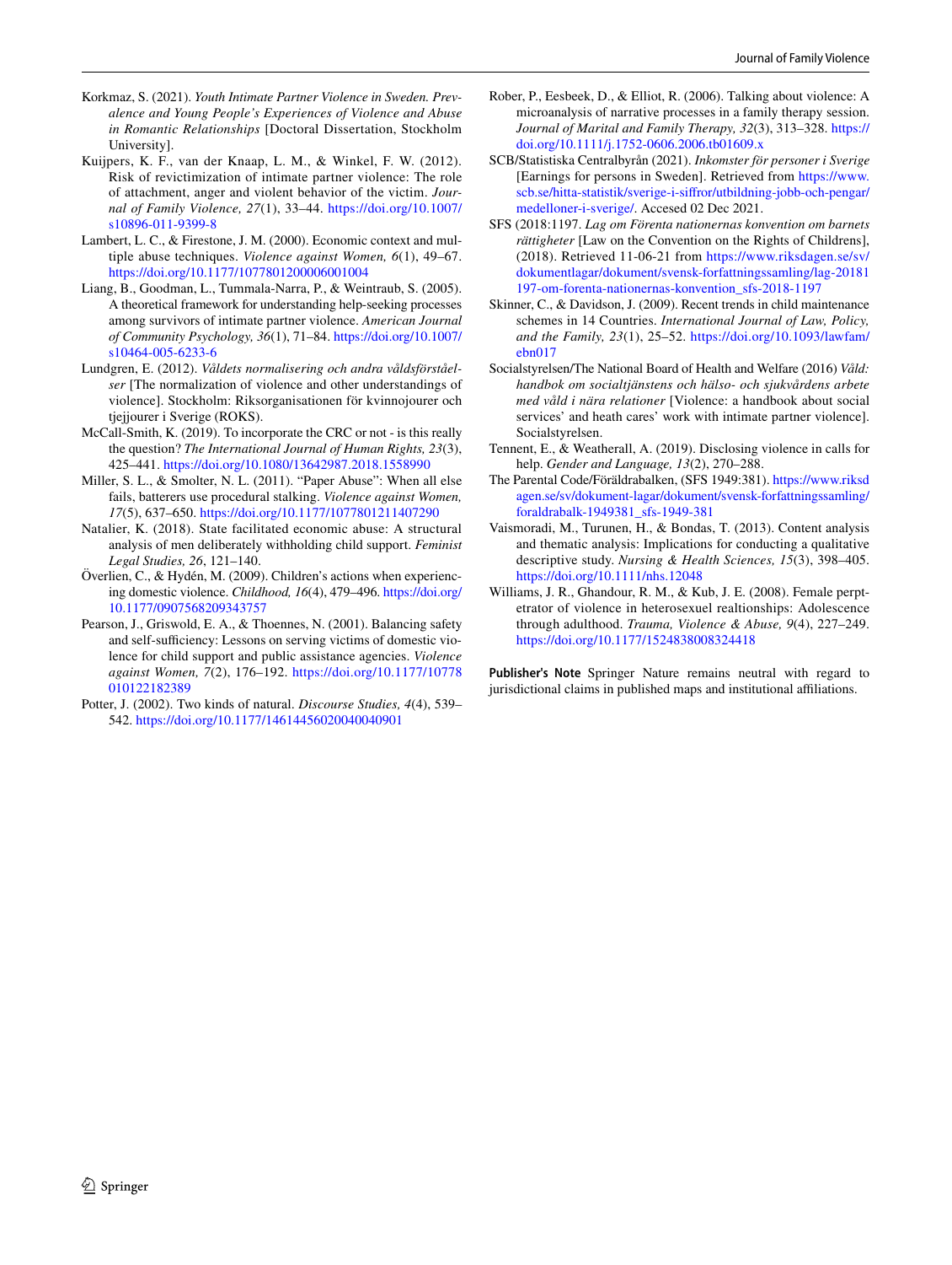Korkmaz, S. (2021). *Youth Intimate Partner Violence in Sweden. Prevalence and Young People's Experiences of Violence and Abuse in Romantic Relationships* [Doctoral Dissertation, Stockholm University].

Kuijpers, K. F., van der Knaap, L. M., & Winkel, F. W. (2012). Risk of revictimization of intimate partner violence: The role of attachment, anger and violent behavior of the victim. *Journal of Family Violence, 27*(1), 33–44. https://doi.org/10.1007/s10896-011-9399-8

Lambert, L. C., & Firestone, J. M. (2000). Economic context and multiple abuse techniques. *Violence against Women, 6*(1), 49–67. https://doi.org/10.1177/10778012000006001004

Liang, B., Goodman, L., Tummala-Narra, P., & Weintraub, S. (2005). A theoretical framework for understanding help-seeking processes among survivors of intimate partner violence. *American Journal of Community Psychology, 36*(1), 71–84. https://doi.org/10.1007/s10464-005-6233-6

Lundgren, E. (2012). *Våldets normalisering och andra våldsförståelser* [The normalization of violence and other understandings of violence]. Stockholm: Riksorganisationen för kvinnojourer och tjejjourer i Sverige (ROKS).

McCall-Smith, K. (2019). To incorporate the CRC or not - is this really the question? *The International Journal of Human Rights, 23*(3), 425–441. https://doi.org/10.1080/13642987.2018.1558990

Miller, S. L., & Smolter, N. L. (2011). "Paper Abuse": When all else fails, batterers use procedural stalking. *Violence against Women, 17*(5), 637–650. https://doi.org/10.1177/1077801211407290

Natalier, K. (2018). State facilitated economic abuse: A structural analysis of men deliberately withholding child support. *Feminist Legal Studies, 26*, 121–140.

Överlien, C., & Hydén, M. (2009). Children's actions when experiencing domestic violence. *Childhood, 16*(4), 479–496. https://doi.org/10.1177/0907568209343757

Pearson, J., Griswold, E. A., & Thoennes, N. (2001). Balancing safety and self-sufficiency: Lessons on serving victims of domestic violence for child support and public assistance agencies. *Violence against Women, 7*(2), 176–192. https://doi.org/10.1177/10778010122182389

Potter, J. (2002). Two kinds of natural. *Discourse Studies, 4*(4), 539–542. https://doi.org/10.1177/14614456020040040901

Rober, P., Eesbeek, D., & Elliot, R. (2006). Talking about violence: A microanalysis of narrative processes in a family therapy session. *Journal of Marital and Family Therapy, 32*(3), 313–328. https://doi.org/10.1111/j.1752-0606.2006.tb01609.x

SCB/Statistiska Centralbyrån (2021). *Inkomster för personer i Sverige* [Earnings for persons in Sweden]. Retrieved from https://www.scb.se/hitta-statistik/sverige-i-siffror/utbildning-jobb-och-pengar/medelloner-i-sverige/. Accesed 02 Dec 2021.

SFS (2018:1197. *Lag om Förenta nationernas konvention om barnets rättigheter* [Law on the Convention on the Rights of Childrens], (2018). Retrieved 11-06-21 from https://www.riksdagen.se/sv/dokumentlagar/dokument/svensk-forfattningssamling/lag-20181197-om-forenta-nationernas-konvention_sfs-2018-1197

Skinner, C., & Davidson, J. (2009). Recent trends in child maintenance schemes in 14 Countries. *International Journal of Law, Policy, and the Family, 23*(1), 25–52. https://doi.org/10.1093/lawfam/ebn017

Socialstyrelsen/The National Board of Health and Welfare (2016) *Våld: handbok om socialtjänstens och hälso- och sjukvårdens arbete med våld i nära relationer* [Violence: a handbook about social services' and heath cares' work with intimate partner violence]. Socialstyrelsen.

Tennent, E., & Weatherall, A. (2019). Disclosing violence in calls for help. *Gender and Language, 13*(2), 270–288.

The Parental Code/Föräldrabalken, (SFS 1949:381). https://www.riksdagen.se/sv/dokument-lagar/dokument/svensk-forfattningssamling/foraldrabalk-1949381_sfs-1949-381

Vaismoradi, M., Turunen, H., & Bondas, T. (2013). Content analysis and thematic analysis: Implications for conducting a qualitative descriptive study. *Nursing & Health Sciences, 15*(3), 398–405. https://doi.org/10.1111/nhs.12048

Williams, J. R., Ghandour, R. M., & Kub, J. E. (2008). Female perpetrator of violence in heterosexuel realtionships: Adolescence through adulthood. *Trauma, Violence & Abuse, 9*(4), 227–249. https://doi.org/10.1177/1524838008324418

**Publisher's Note** Springer Nature remains neutral with regard to jurisdictional claims in published maps and institutional affiliations.